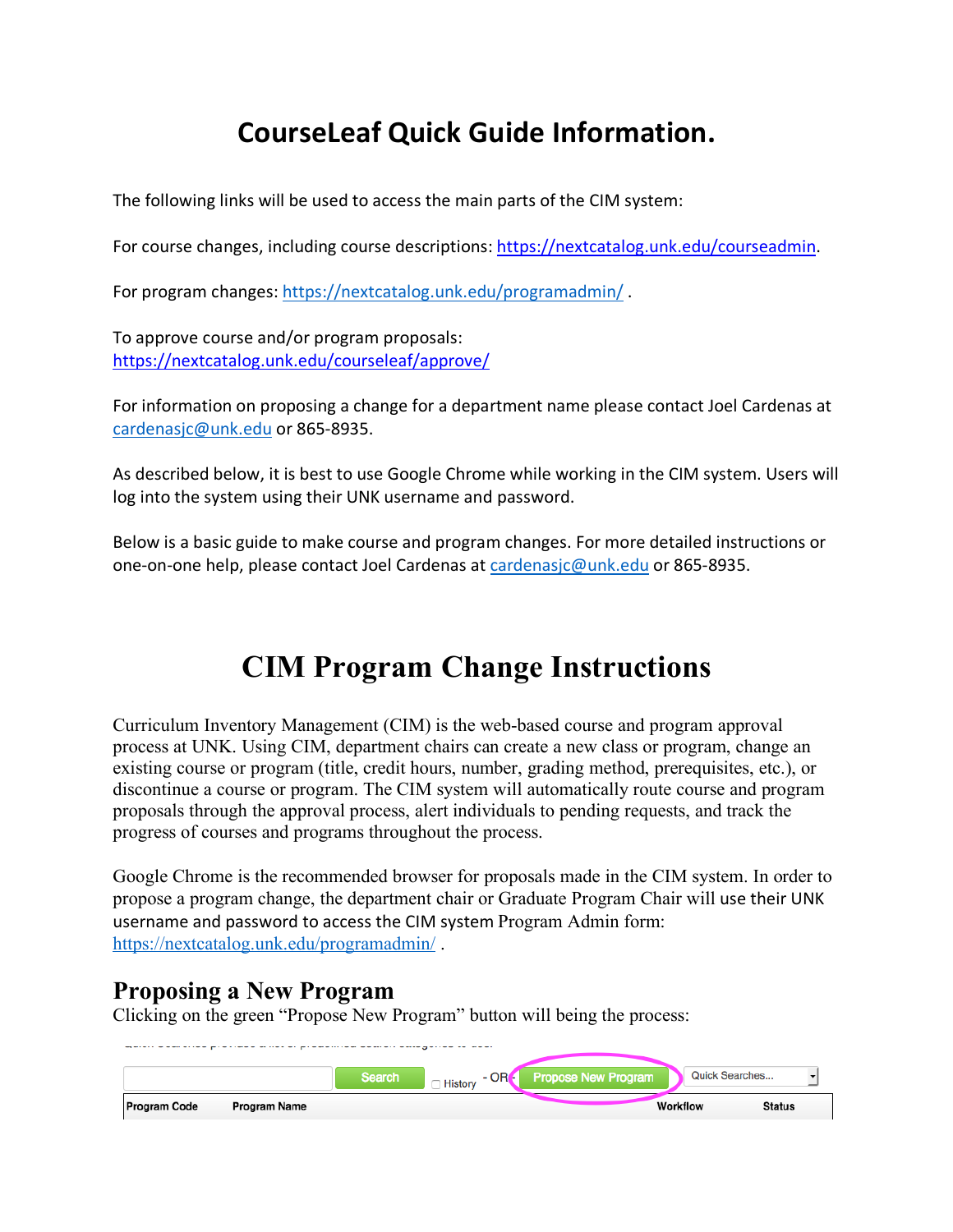# CourseLeaf Quick Guide Information.

The following links will be used to access the main parts of the CIM system:

For course changes, including course descriptions: https://nextcatalog.unk.edu/courseadmin.

For program changes: https://nextcatalog.unk.edu/programadmin/ .

To approve course and/or program proposals:
https://nextcatalog.unk.edu/courseleaf/approve/

For information on proposing a change for a department name please contact Joel Cardenas at cardenasjc@unk.edu or 865-8935.

As described below, it is best to use Google Chrome while working in the CIM system. Users will log into the system using their UNK username and password.

Below is a basic guide to make course and program changes. For more detailed instructions or one-on-one help, please contact Joel Cardenas at cardenasjc@unk.edu or 865-8935.

# CIM Program Change Instructions

Curriculum Inventory Management (CIM) is the web-based course and program approval process at UNK. Using CIM, department chairs can create a new class or program, change an existing course or program (title, credit hours, number, grading method, prerequisites, etc.), or discontinue a course or program. The CIM system will automatically route course and program proposals through the approval process, alert individuals to pending requests, and track the progress of courses and programs throughout the process.

Google Chrome is the recommended browser for proposals made in the CIM system. In order to propose a program change, the department chair or Graduate Program Chair will use their UNK username and password to access the CIM system Program Admin form: https://nextcatalog.unk.edu/programadmin/ .

## Proposing a New Program

Clicking on the green "Propose New Program" button will being the process:

| Search | History | - OR - | Propose New Program | Quick Searches... |
|---|---|---|---|---|

| Program Code | Program Name | Workflow | Status |
|---|---|---|---|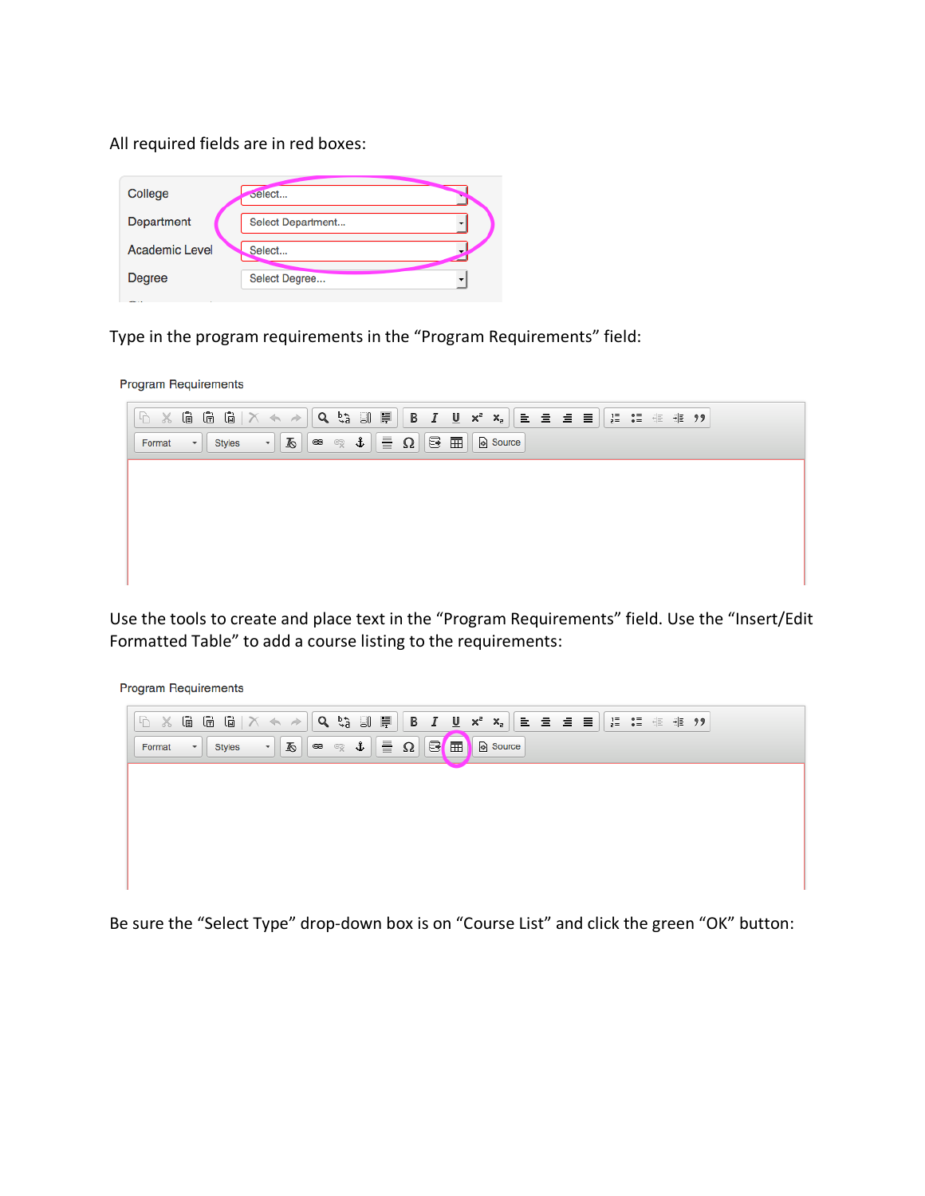All required fields are in red boxes:

College

Department

Academic Level

Degree

Type in the program requirements in the “Program Requirements” field:

Program Requirements

Use the tools to create and place text in the “Program Requirements” field. Use the “Insert/Edit Formatted Table” to add a course listing to the requirements:

Program Requirements

Be sure the “Select Type” drop-down box is on “Course List” and click the green “OK” button: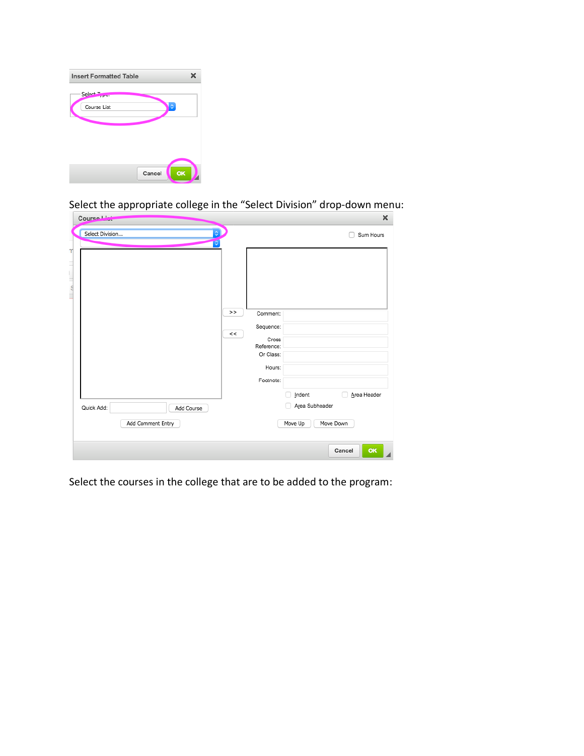Select the appropriate college in the "Select Division" drop-down menu:

Select the courses in the college that are to be added to the program: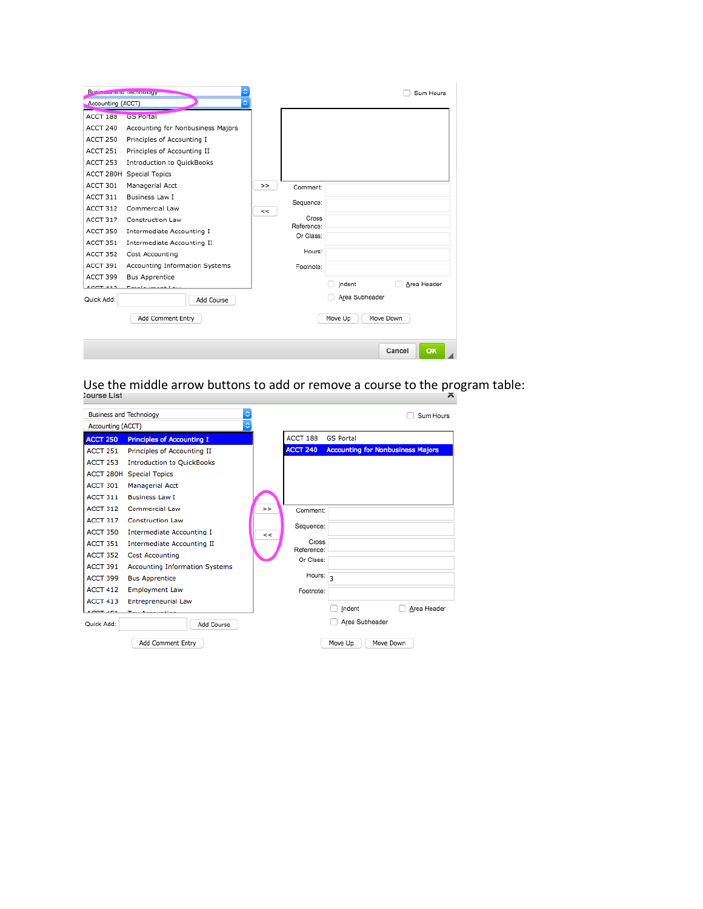Use the middle arrow buttons to add or remove a course to the program table: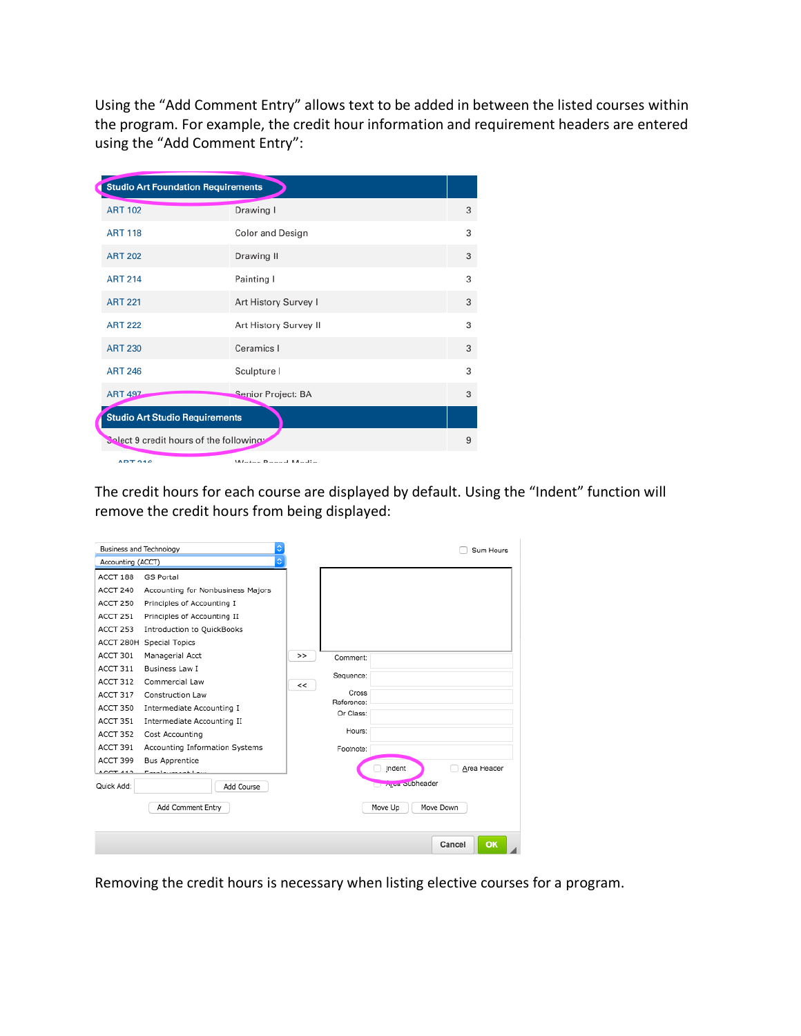Using the “Add Comment Entry” allows text to be added in between the listed courses within the program. For example, the credit hour information and requirement headers are entered using the “Add Comment Entry”:

| Studio Art Foundation Requirements | | |
|---|---|---|
| ART 102 | Drawing I | 3 |
| ART 118 | Color and Design | 3 |
| ART 202 | Drawing II | 3 |
| ART 214 | Painting I | 3 |
| ART 221 | Art History Survey I | 3 |
| ART 222 | Art History Survey II | 3 |
| ART 230 | Ceramics I | 3 |
| ART 246 | Sculpture I | 3 |
| ART 497 | Senior Project: BA | 3 |
| **Studio Art Studio Requirements** | | |
| Select 9 credit hours of the following: | | 9 |

The credit hours for each course are displayed by default. Using the “Indent” function will remove the credit hours from being displayed:

Business and Technology
Accounting (ACCT)

| | |
|---|---|
| ACCT 188 | GS Portal |
| ACCT 240 | Accounting for Nonbusiness Majors |
| ACCT 250 | Principles of Accounting I |
| ACCT 251 | Principles of Accounting II |
| ACCT 253 | Introduction to QuickBooks |
| ACCT 280H | Special Topics |
| ACCT 301 | Managerial Acct |
| ACCT 311 | Business Law I |
| ACCT 312 | Commercial Law |
| ACCT 317 | Construction Law |
| ACCT 350 | Intermediate Accounting I |
| ACCT 351 | Intermediate Accounting II |
| ACCT 352 | Cost Accounting |
| ACCT 391 | Accounting Information Systems |
| ACCT 399 | Bus Apprentice |

Quick Add: Add Course

Add Comment Entry

>> <<

Sum Hours

Comment:
Sequence:
Cross Reference:
Or Class:
Hours:
Footnote:

Indent Area Header
Area Subheader

Move Up Move Down

Cancel OK

Removing the credit hours is necessary when listing elective courses for a program.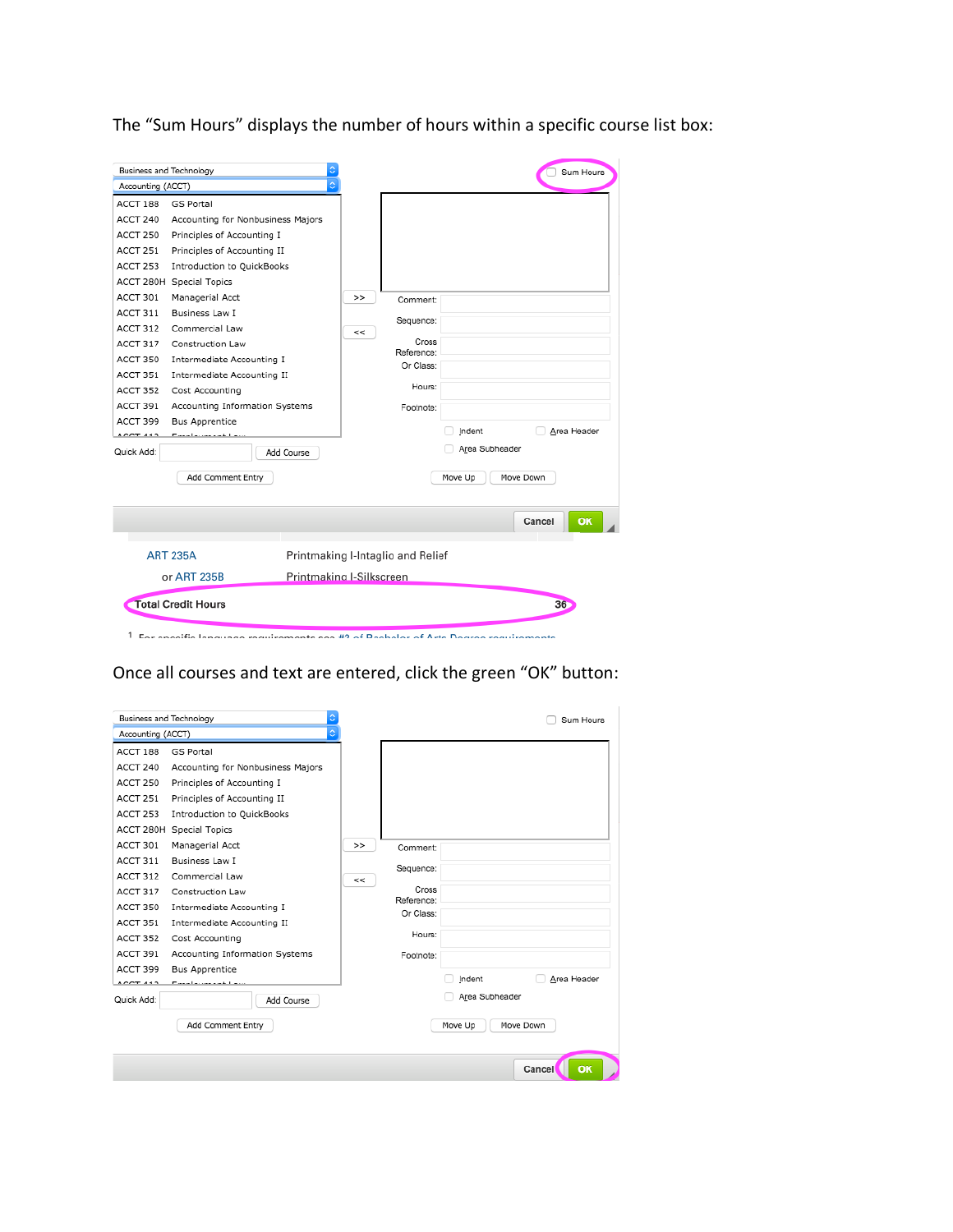The "Sum Hours" displays the number of hours within a specific course list box:

Once all courses and text are entered, click the green "OK" button: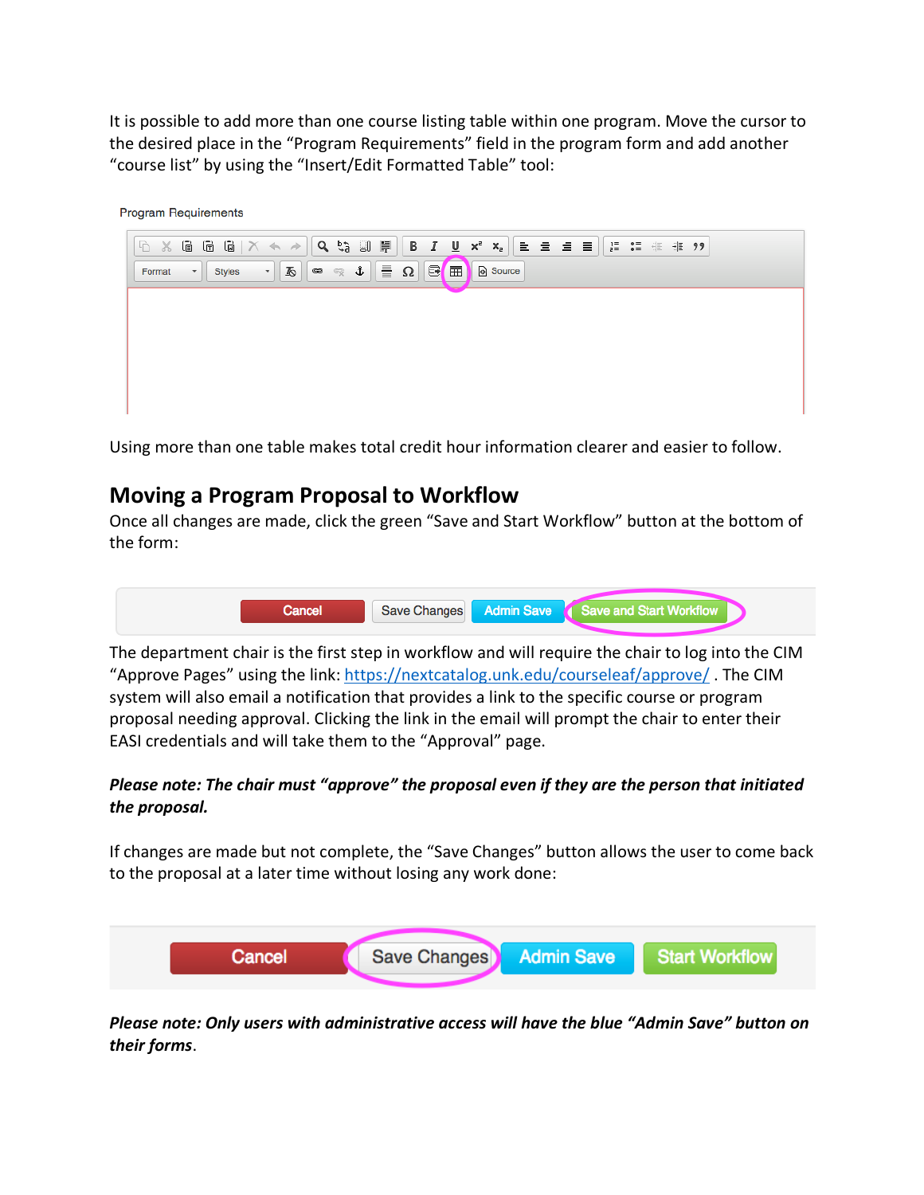It is possible to add more than one course listing table within one program. Move the cursor to the desired place in the "Program Requirements" field in the program form and add another "course list" by using the "Insert/Edit Formatted Table" tool:

Using more than one table makes total credit hour information clearer and easier to follow.

## Moving a Program Proposal to Workflow

Once all changes are made, click the green "Save and Start Workflow" button at the bottom of the form:

The department chair is the first step in workflow and will require the chair to log into the CIM "Approve Pages" using the link: https://nextcatalog.unk.edu/courseleaf/approve/ . The CIM system will also email a notification that provides a link to the specific course or program proposal needing approval. Clicking the link in the email will prompt the chair to enter their EASI credentials and will take them to the "Approval" page.

***Please note: The chair must "approve" the proposal even if they are the person that initiated the proposal.***

If changes are made but not complete, the "Save Changes" button allows the user to come back to the proposal at a later time without losing any work done:

***Please note: Only users with administrative access will have the blue "Admin Save" button on their forms***.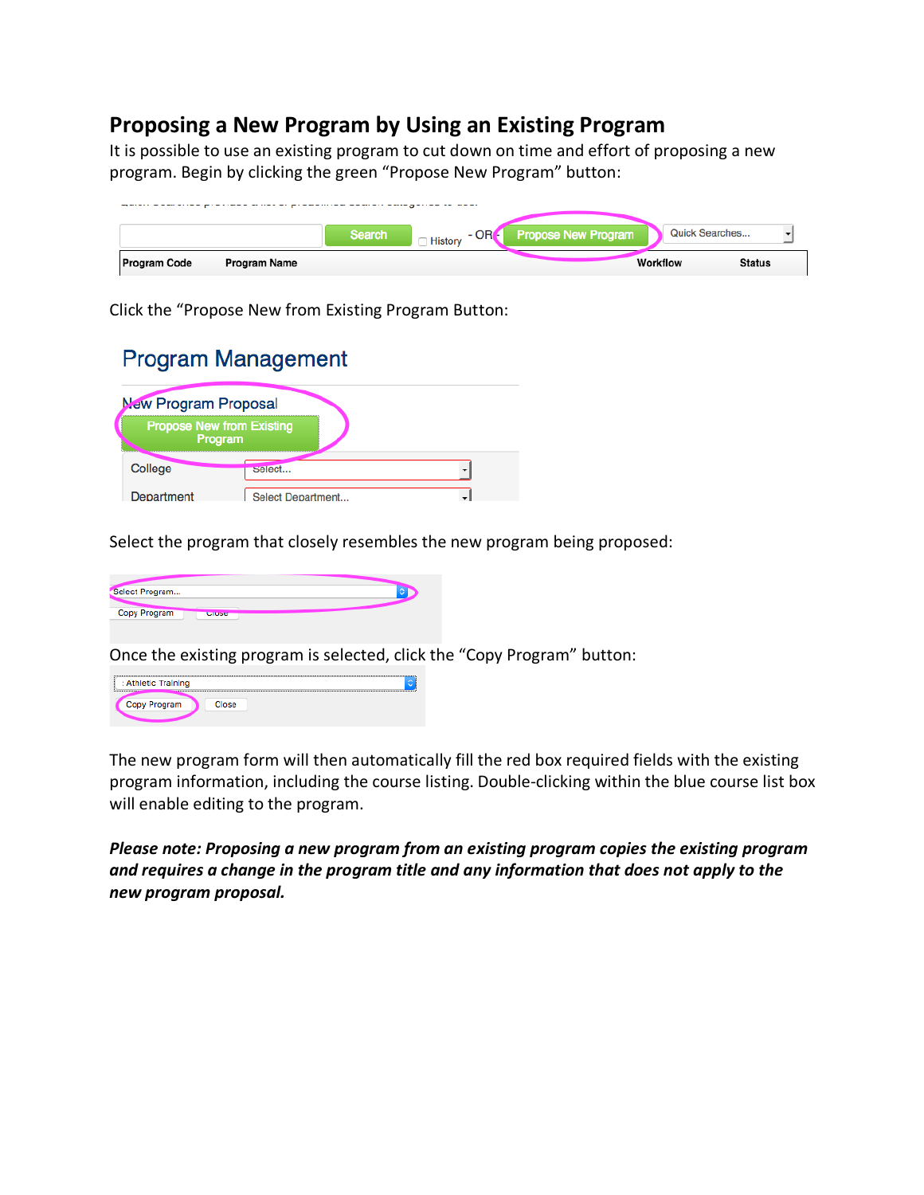## Proposing a New Program by Using an Existing Program

It is possible to use an existing program to cut down on time and effort of proposing a new program. Begin by clicking the green "Propose New Program" button:

Click the "Propose New from Existing Program Button:

Select the program that closely resembles the new program being proposed:

Once the existing program is selected, click the "Copy Program" button:

The new program form will then automatically fill the red box required fields with the existing program information, including the course listing. Double-clicking within the blue course list box will enable editing to the program.

***Please note: Proposing a new program from an existing program copies the existing program and requires a change in the program title and any information that does not apply to the new program proposal.***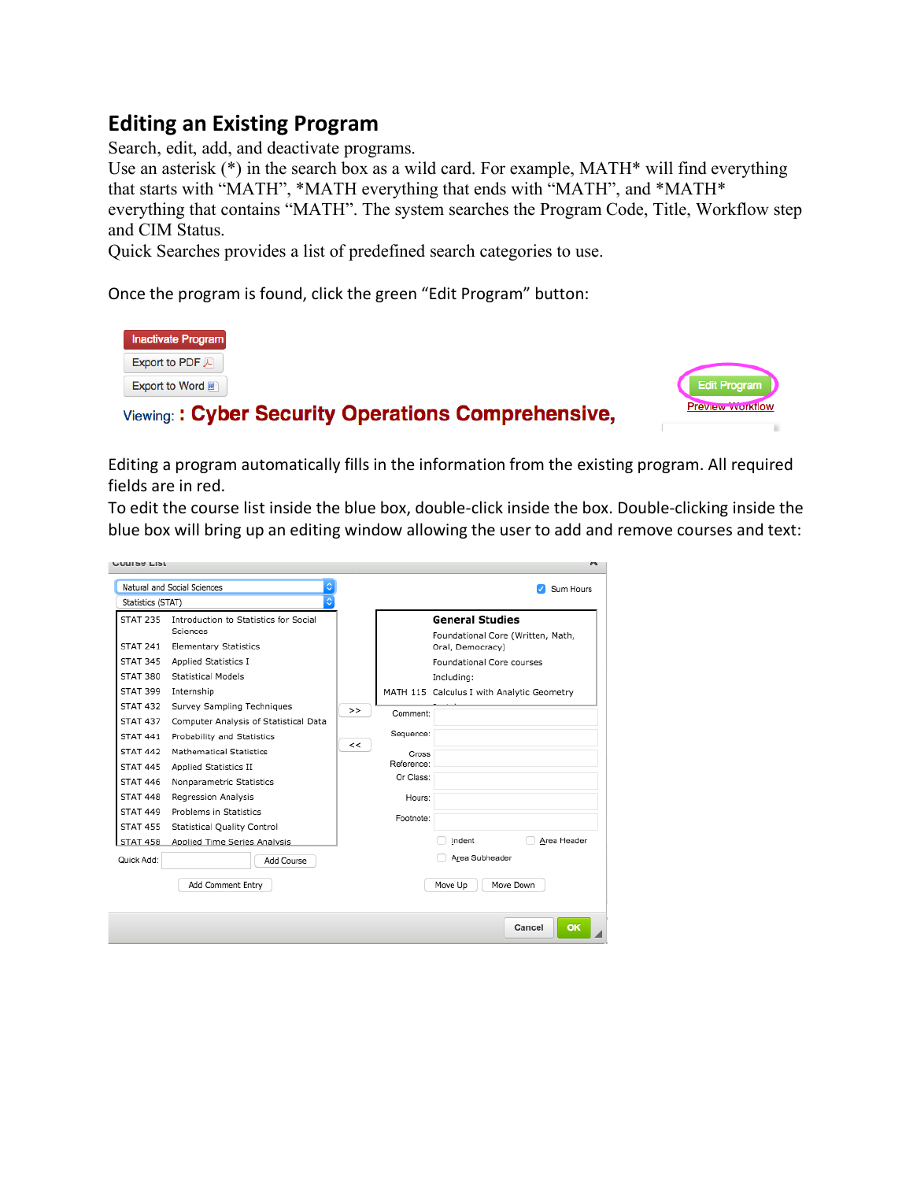## Editing an Existing Program

Search, edit, add, and deactivate programs.

Use an asterisk (*) in the search box as a wild card. For example, MATH* will find everything that starts with "MATH", *MATH everything that ends with "MATH", and *MATH* everything that contains "MATH". The system searches the Program Code, Title, Workflow step and CIM Status.

Quick Searches provides a list of predefined search categories to use.

Once the program is found, click the green "Edit Program" button:

Editing a program automatically fills in the information from the existing program. All required fields are in red.

To edit the course list inside the blue box, double-click inside the box. Double-clicking inside the blue box will bring up an editing window allowing the user to add and remove courses and text: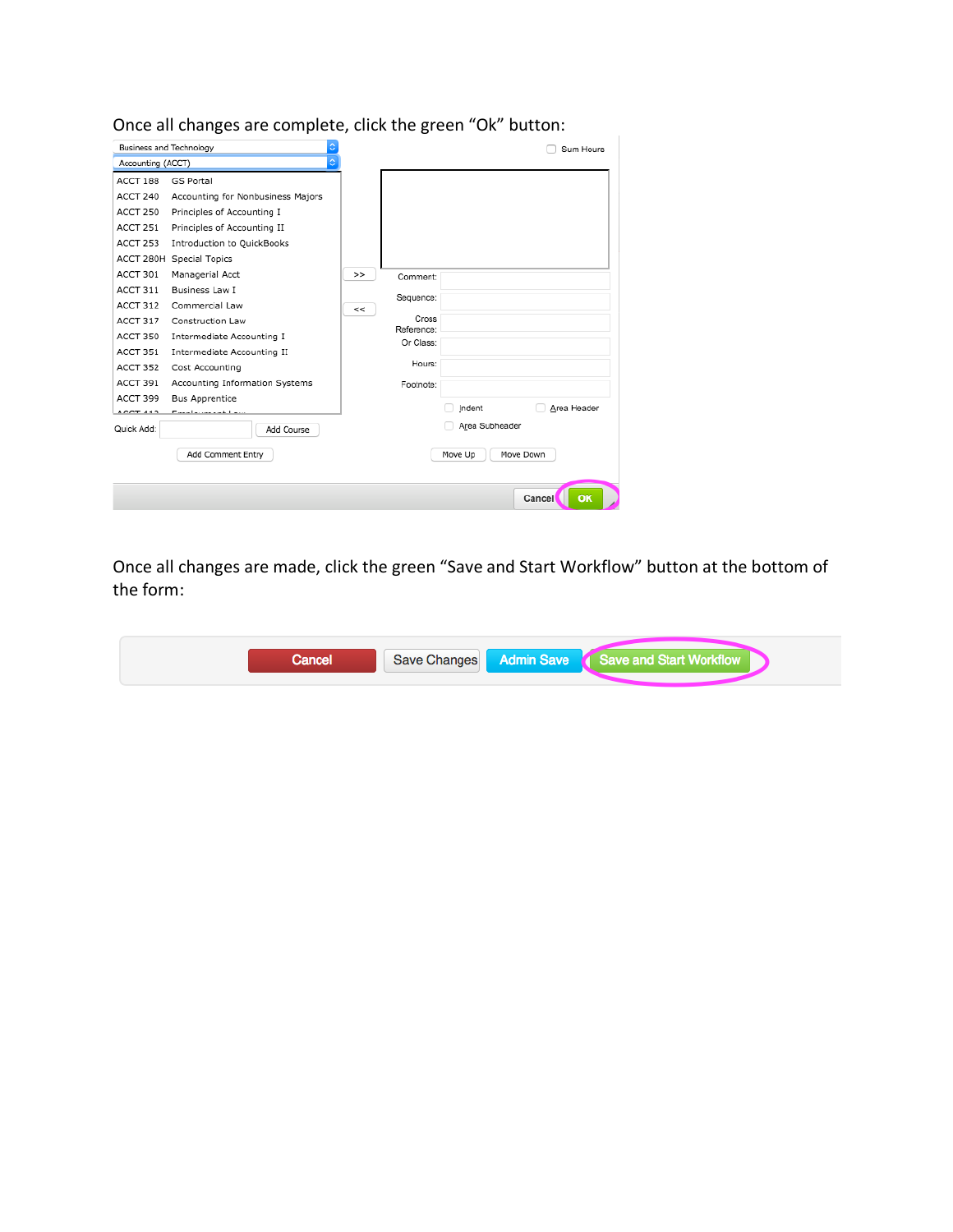Once all changes are complete, click the green "Ok" button:

Once all changes are made, click the green "Save and Start Workflow" button at the bottom of the form: